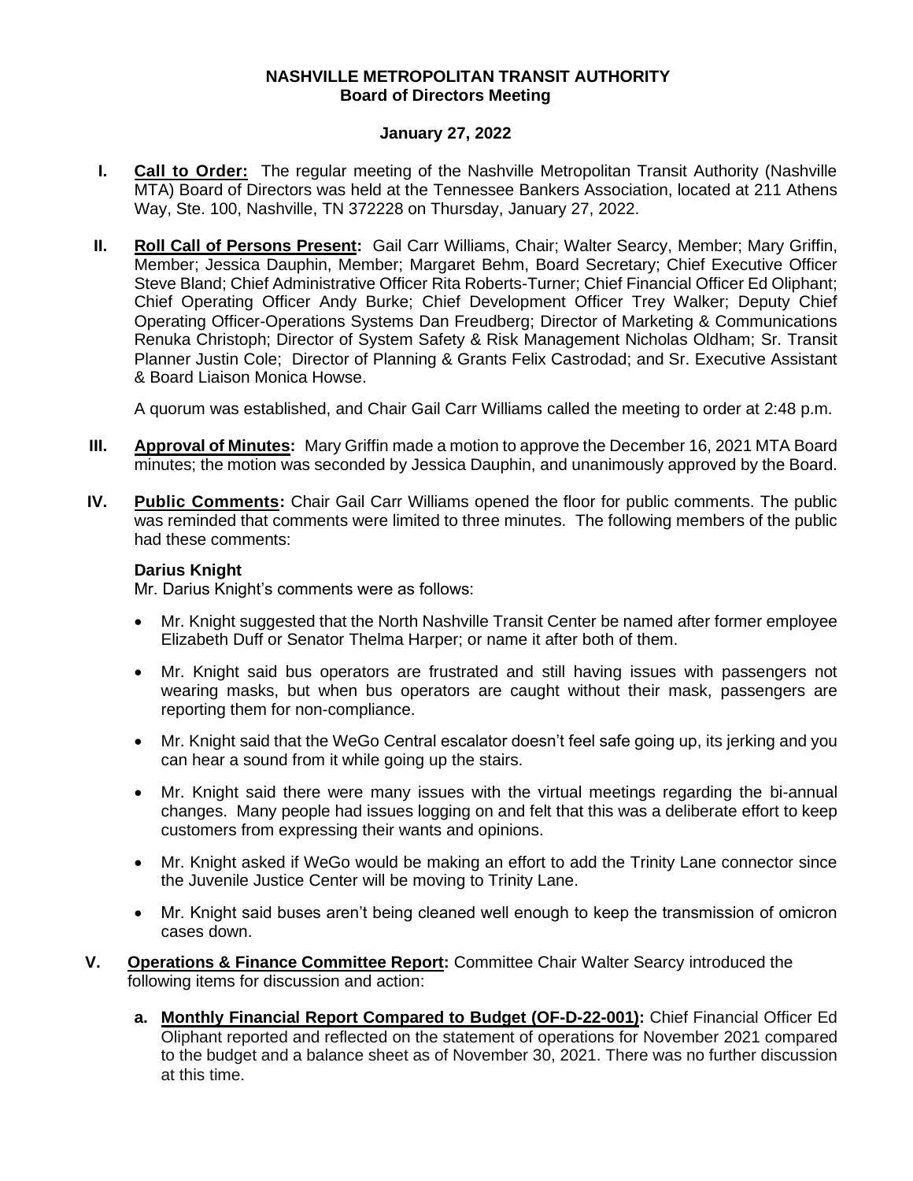**NASHVILLE METROPOLITAN TRANSIT AUTHORITY**
**Board of Directors Meeting**

**January 27, 2022**

**I. Call to Order:** The regular meeting of the Nashville Metropolitan Transit Authority (Nashville MTA) Board of Directors was held at the Tennessee Bankers Association, located at 211 Athens Way, Ste. 100, Nashville, TN 372228 on Thursday, January 27, 2022.

**II. Roll Call of Persons Present:** Gail Carr Williams, Chair; Walter Searcy, Member; Mary Griffin, Member; Jessica Dauphin, Member; Margaret Behm, Board Secretary; Chief Executive Officer Steve Bland; Chief Administrative Officer Rita Roberts-Turner; Chief Financial Officer Ed Oliphant; Chief Operating Officer Andy Burke; Chief Development Officer Trey Walker; Deputy Chief Operating Officer-Operations Systems Dan Freudberg; Director of Marketing & Communications Renuka Christoph; Director of System Safety & Risk Management Nicholas Oldham; Sr. Transit Planner Justin Cole; Director of Planning & Grants Felix Castrodad; and Sr. Executive Assistant & Board Liaison Monica Howse.

A quorum was established, and Chair Gail Carr Williams called the meeting to order at 2:48 p.m.

**III. Approval of Minutes:** Mary Griffin made a motion to approve the December 16, 2021 MTA Board minutes; the motion was seconded by Jessica Dauphin, and unanimously approved by the Board.

**IV. Public Comments:** Chair Gail Carr Williams opened the floor for public comments. The public was reminded that comments were limited to three minutes. The following members of the public had these comments:

**Darius Knight**

Mr. Darius Knight's comments were as follows:

- Mr. Knight suggested that the North Nashville Transit Center be named after former employee Elizabeth Duff or Senator Thelma Harper; or name it after both of them.
- Mr. Knight said bus operators are frustrated and still having issues with passengers not wearing masks, but when bus operators are caught without their mask, passengers are reporting them for non-compliance.
- Mr. Knight said that the WeGo Central escalator doesn't feel safe going up, its jerking and you can hear a sound from it while going up the stairs.
- Mr. Knight said there were many issues with the virtual meetings regarding the bi-annual changes. Many people had issues logging on and felt that this was a deliberate effort to keep customers from expressing their wants and opinions.
- Mr. Knight asked if WeGo would be making an effort to add the Trinity Lane connector since the Juvenile Justice Center will be moving to Trinity Lane.
- Mr. Knight said buses aren't being cleaned well enough to keep the transmission of omicron cases down.

**V. Operations & Finance Committee Report:** Committee Chair Walter Searcy introduced the following items for discussion and action:

**a. Monthly Financial Report Compared to Budget (OF-D-22-001):** Chief Financial Officer Ed Oliphant reported and reflected on the statement of operations for November 2021 compared to the budget and a balance sheet as of November 30, 2021. There was no further discussion at this time.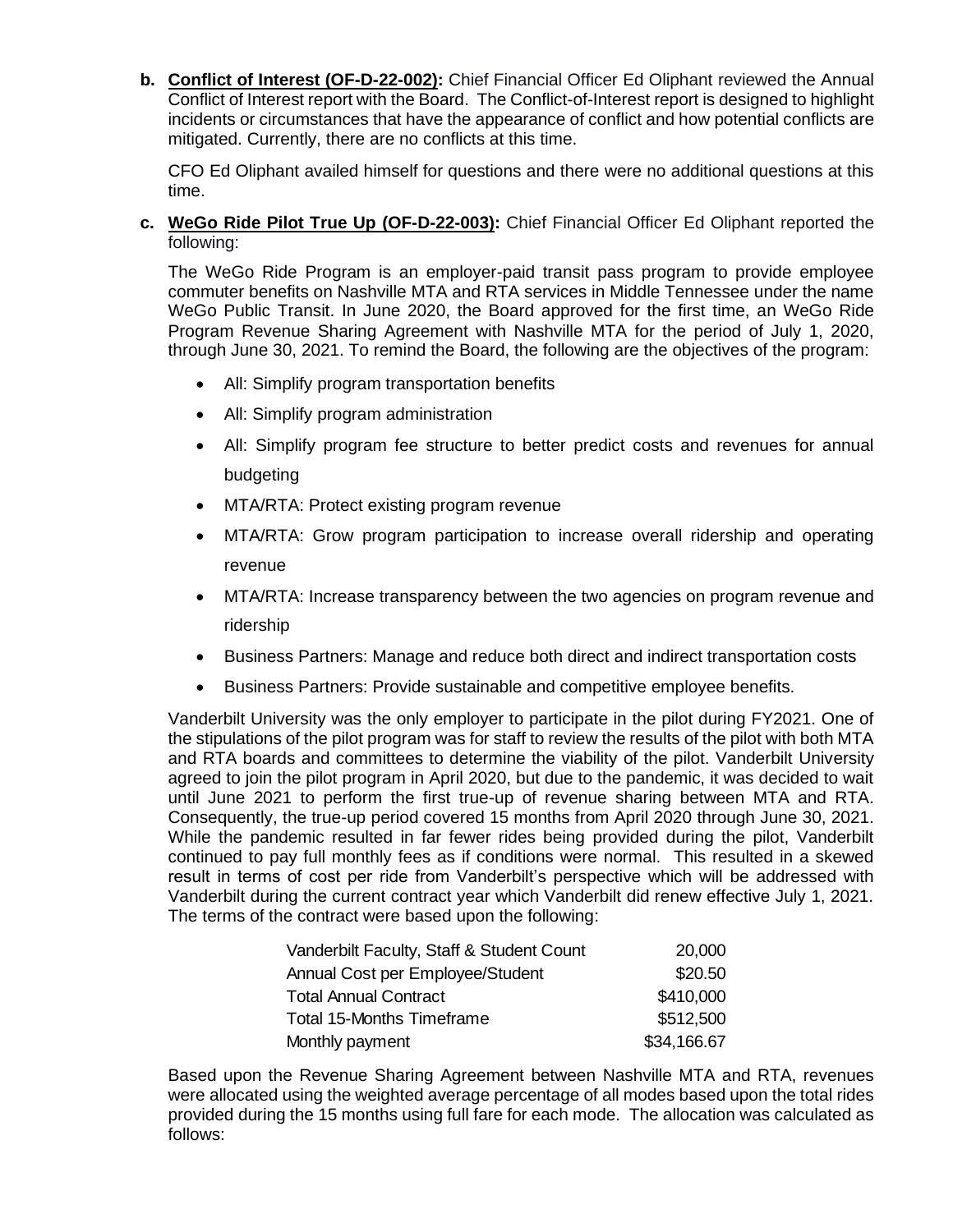**b. Conflict of Interest (OF-D-22-002):** Chief Financial Officer Ed Oliphant reviewed the Annual Conflict of Interest report with the Board. The Conflict-of-Interest report is designed to highlight incidents or circumstances that have the appearance of conflict and how potential conflicts are mitigated. Currently, there are no conflicts at this time.

CFO Ed Oliphant availed himself for questions and there were no additional questions at this time.

**c. WeGo Ride Pilot True Up (OF-D-22-003):** Chief Financial Officer Ed Oliphant reported the following:

The WeGo Ride Program is an employer-paid transit pass program to provide employee commuter benefits on Nashville MTA and RTA services in Middle Tennessee under the name WeGo Public Transit. In June 2020, the Board approved for the first time, an WeGo Ride Program Revenue Sharing Agreement with Nashville MTA for the period of July 1, 2020, through June 30, 2021. To remind the Board, the following are the objectives of the program:

- All: Simplify program transportation benefits
- All: Simplify program administration
- All: Simplify program fee structure to better predict costs and revenues for annual budgeting
- MTA/RTA: Protect existing program revenue
- MTA/RTA: Grow program participation to increase overall ridership and operating revenue
- MTA/RTA: Increase transparency between the two agencies on program revenue and ridership
- Business Partners: Manage and reduce both direct and indirect transportation costs
- Business Partners: Provide sustainable and competitive employee benefits.

Vanderbilt University was the only employer to participate in the pilot during FY2021. One of the stipulations of the pilot program was for staff to review the results of the pilot with both MTA and RTA boards and committees to determine the viability of the pilot. Vanderbilt University agreed to join the pilot program in April 2020, but due to the pandemic, it was decided to wait until June 2021 to perform the first true-up of revenue sharing between MTA and RTA. Consequently, the true-up period covered 15 months from April 2020 through June 30, 2021. While the pandemic resulted in far fewer rides being provided during the pilot, Vanderbilt continued to pay full monthly fees as if conditions were normal. This resulted in a skewed result in terms of cost per ride from Vanderbilt's perspective which will be addressed with Vanderbilt during the current contract year which Vanderbilt did renew effective July 1, 2021. The terms of the contract were based upon the following:

| | |
|---|---:|
| Vanderbilt Faculty, Staff & Student Count | 20,000 |
| Annual Cost per Employee/Student | \$20.50 |
| Total Annual Contract | \$410,000 |
| Total 15-Months Timeframe | \$512,500 |
| Monthly payment | \$34,166.67 |

Based upon the Revenue Sharing Agreement between Nashville MTA and RTA, revenues were allocated using the weighted average percentage of all modes based upon the total rides provided during the 15 months using full fare for each mode. The allocation was calculated as follows: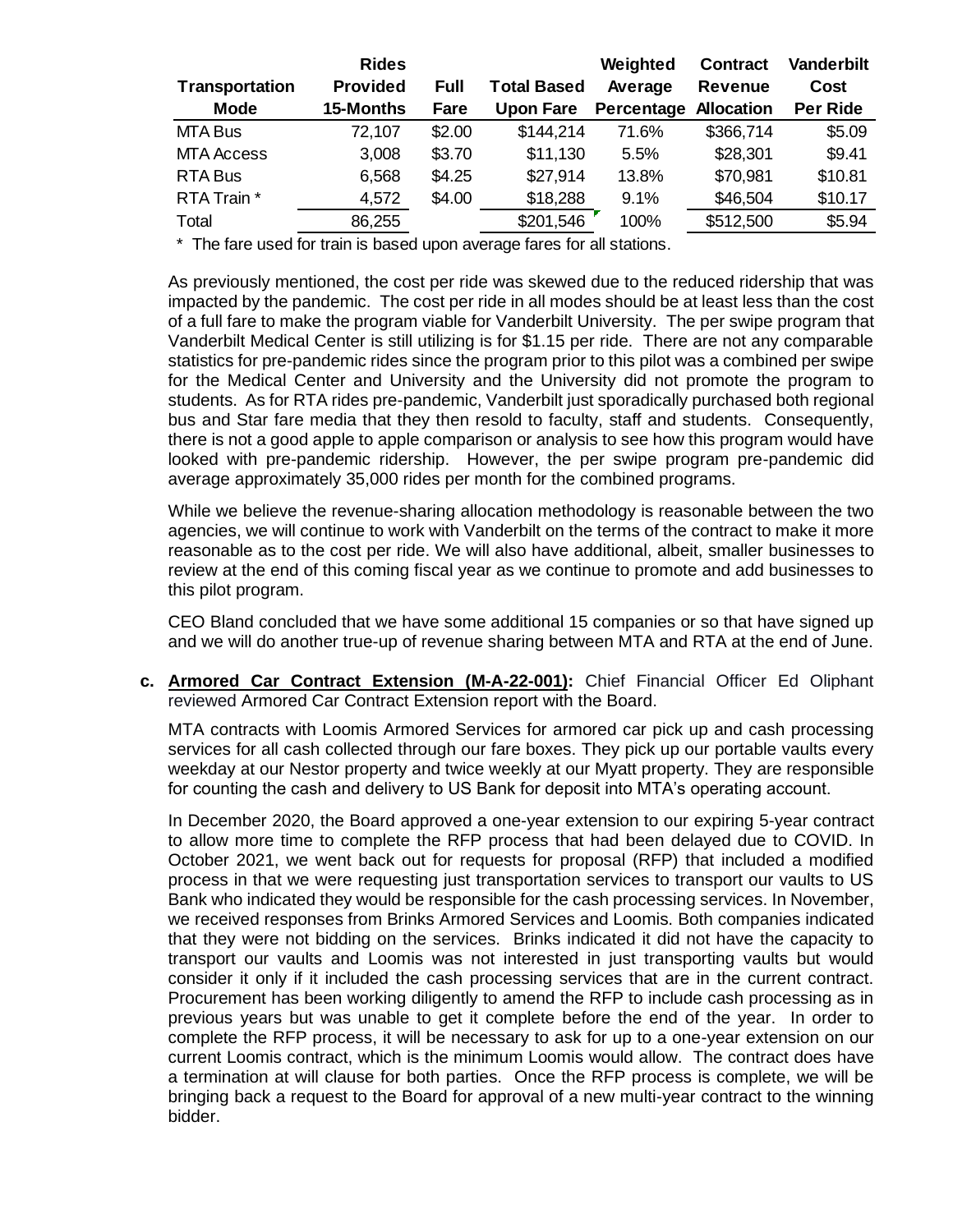| Transportation Mode | Rides Provided 15-Months | Full Fare | Total Based Upon Fare | Weighted Average Percentage | Contract Revenue Allocation | Vanderbilt Cost Per Ride |
|---|---|---|---|---|---|---|
| MTA Bus | 72,107 | $2.00 | $144,214 | 71.6% | $366,714 | $5.09 |
| MTA Access | 3,008 | $3.70 | $11,130 | 5.5% | $28,301 | $9.41 |
| RTA Bus | 6,568 | $4.25 | $27,914 | 13.8% | $70,981 | $10.81 |
| RTA Train * | 4,572 | $4.00 | $18,288 | 9.1% | $46,504 | $10.17 |
| Total | 86,255 | | $201,546 | 100% | $512,500 | $5.94 |

* The fare used for train is based upon average fares for all stations.

As previously mentioned, the cost per ride was skewed due to the reduced ridership that was impacted by the pandemic. The cost per ride in all modes should be at least less than the cost of a full fare to make the program viable for Vanderbilt University. The per swipe program that Vanderbilt Medical Center is still utilizing is for $1.15 per ride. There are not any comparable statistics for pre-pandemic rides since the program prior to this pilot was a combined per swipe for the Medical Center and University and the University did not promote the program to students. As for RTA rides pre-pandemic, Vanderbilt just sporadically purchased both regional bus and Star fare media that they then resold to faculty, staff and students. Consequently, there is not a good apple to apple comparison or analysis to see how this program would have looked with pre-pandemic ridership. However, the per swipe program pre-pandemic did average approximately 35,000 rides per month for the combined programs.

While we believe the revenue-sharing allocation methodology is reasonable between the two agencies, we will continue to work with Vanderbilt on the terms of the contract to make it more reasonable as to the cost per ride. We will also have additional, albeit, smaller businesses to review at the end of this coming fiscal year as we continue to promote and add businesses to this pilot program.

CEO Bland concluded that we have some additional 15 companies or so that have signed up and we will do another true-up of revenue sharing between MTA and RTA at the end of June.

**c. <u>Armored Car Contract Extension (M-A-22-001):</u>** Chief Financial Officer Ed Oliphant reviewed Armored Car Contract Extension report with the Board.

MTA contracts with Loomis Armored Services for armored car pick up and cash processing services for all cash collected through our fare boxes. They pick up our portable vaults every weekday at our Nestor property and twice weekly at our Myatt property. They are responsible for counting the cash and delivery to US Bank for deposit into MTA's operating account.

In December 2020, the Board approved a one-year extension to our expiring 5-year contract to allow more time to complete the RFP process that had been delayed due to COVID. In October 2021, we went back out for requests for proposal (RFP) that included a modified process in that we were requesting just transportation services to transport our vaults to US Bank who indicated they would be responsible for the cash processing services. In November, we received responses from Brinks Armored Services and Loomis. Both companies indicated that they were not bidding on the services. Brinks indicated it did not have the capacity to transport our vaults and Loomis was not interested in just transporting vaults but would consider it only if it included the cash processing services that are in the current contract. Procurement has been working diligently to amend the RFP to include cash processing as in previous years but was unable to get it complete before the end of the year. In order to complete the RFP process, it will be necessary to ask for up to a one-year extension on our current Loomis contract, which is the minimum Loomis would allow. The contract does have a termination at will clause for both parties. Once the RFP process is complete, we will be bringing back a request to the Board for approval of a new multi-year contract to the winning bidder.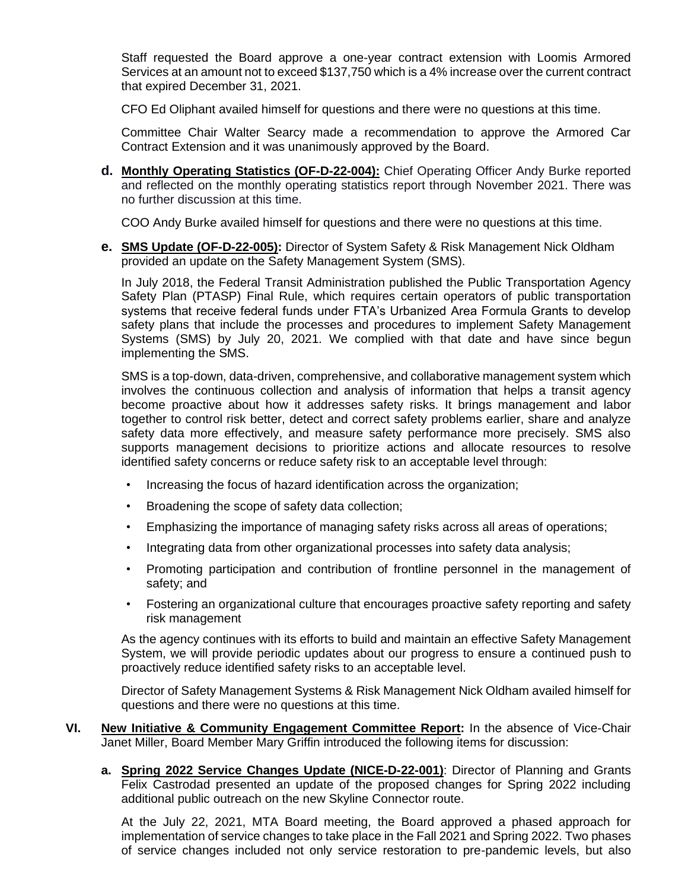Staff requested the Board approve a one-year contract extension with Loomis Armored Services at an amount not to exceed $137,750 which is a 4% increase over the current contract that expired December 31, 2021.

CFO Ed Oliphant availed himself for questions and there were no questions at this time.

Committee Chair Walter Searcy made a recommendation to approve the Armored Car Contract Extension and it was unanimously approved by the Board.

**d.** **Monthly Operating Statistics (OF-D-22-004):** Chief Operating Officer Andy Burke reported and reflected on the monthly operating statistics report through November 2021. There was no further discussion at this time.

COO Andy Burke availed himself for questions and there were no questions at this time.

**e.** **SMS Update (OF-D-22-005):** Director of System Safety & Risk Management Nick Oldham provided an update on the Safety Management System (SMS).

In July 2018, the Federal Transit Administration published the Public Transportation Agency Safety Plan (PTASP) Final Rule, which requires certain operators of public transportation systems that receive federal funds under FTA's Urbanized Area Formula Grants to develop safety plans that include the processes and procedures to implement Safety Management Systems (SMS) by July 20, 2021. We complied with that date and have since begun implementing the SMS.

SMS is a top-down, data-driven, comprehensive, and collaborative management system which involves the continuous collection and analysis of information that helps a transit agency become proactive about how it addresses safety risks. It brings management and labor together to control risk better, detect and correct safety problems earlier, share and analyze safety data more effectively, and measure safety performance more precisely. SMS also supports management decisions to prioritize actions and allocate resources to resolve identified safety concerns or reduce safety risk to an acceptable level through:

- Increasing the focus of hazard identification across the organization;
- Broadening the scope of safety data collection;
- Emphasizing the importance of managing safety risks across all areas of operations;
- Integrating data from other organizational processes into safety data analysis;
- Promoting participation and contribution of frontline personnel in the management of safety; and
- Fostering an organizational culture that encourages proactive safety reporting and safety risk management

As the agency continues with its efforts to build and maintain an effective Safety Management System, we will provide periodic updates about our progress to ensure a continued push to proactively reduce identified safety risks to an acceptable level.

Director of Safety Management Systems & Risk Management Nick Oldham availed himself for questions and there were no questions at this time.

**VI.** **New Initiative & Community Engagement Committee Report:** In the absence of Vice-Chair Janet Miller, Board Member Mary Griffin introduced the following items for discussion:

**a.** **Spring 2022 Service Changes Update (NICE-D-22-001)**: Director of Planning and Grants Felix Castrodad presented an update of the proposed changes for Spring 2022 including additional public outreach on the new Skyline Connector route.

At the July 22, 2021, MTA Board meeting, the Board approved a phased approach for implementation of service changes to take place in the Fall 2021 and Spring 2022. Two phases of service changes included not only service restoration to pre-pandemic levels, but also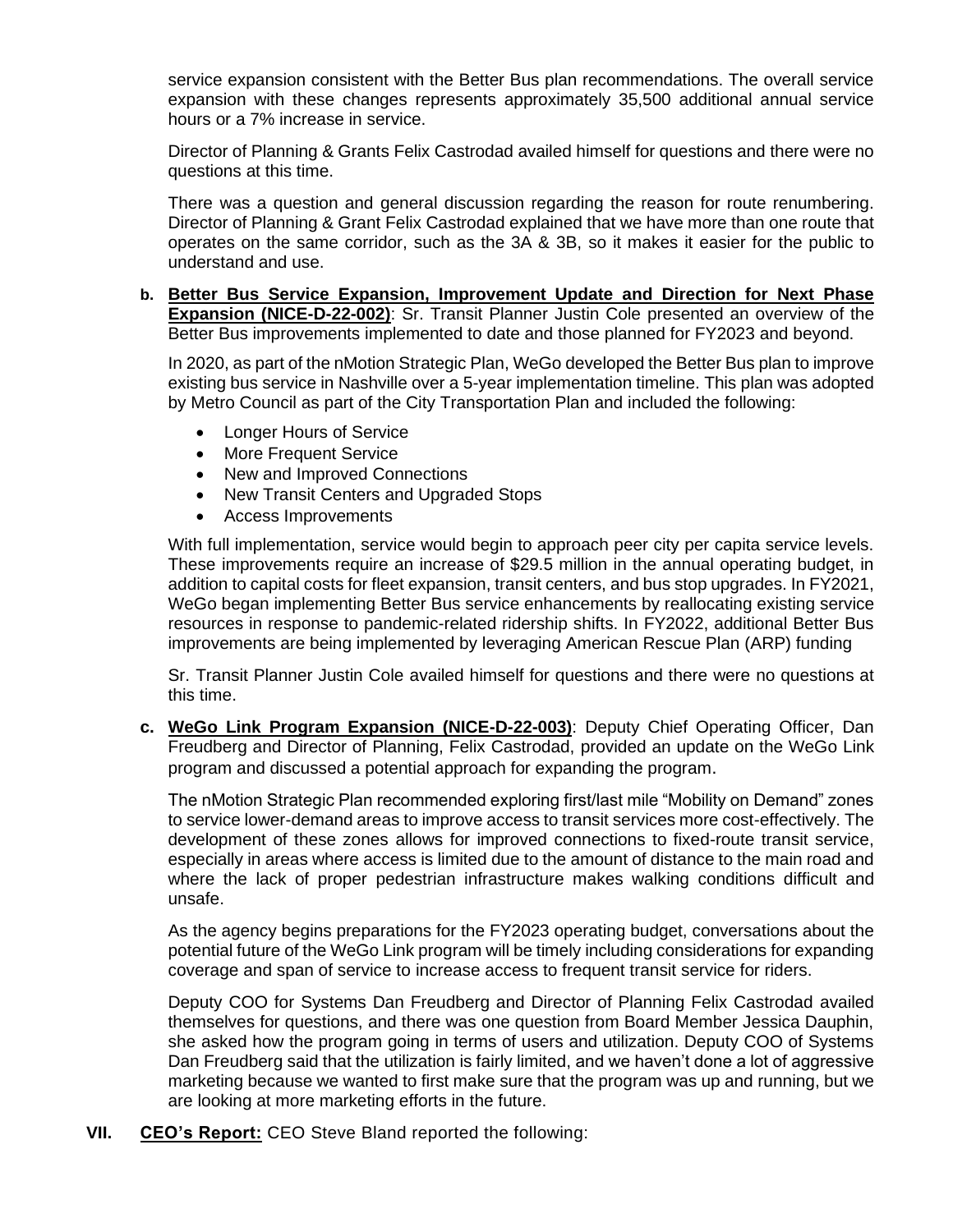service expansion consistent with the Better Bus plan recommendations. The overall service expansion with these changes represents approximately 35,500 additional annual service hours or a 7% increase in service.

Director of Planning & Grants Felix Castrodad availed himself for questions and there were no questions at this time.

There was a question and general discussion regarding the reason for route renumbering. Director of Planning & Grant Felix Castrodad explained that we have more than one route that operates on the same corridor, such as the 3A & 3B, so it makes it easier for the public to understand and use.

**b.** **Better Bus Service Expansion, Improvement Update and Direction for Next Phase Expansion (NICE-D-22-002)**: Sr. Transit Planner Justin Cole presented an overview of the Better Bus improvements implemented to date and those planned for FY2023 and beyond.

In 2020, as part of the nMotion Strategic Plan, WeGo developed the Better Bus plan to improve existing bus service in Nashville over a 5-year implementation timeline. This plan was adopted by Metro Council as part of the City Transportation Plan and included the following:

- Longer Hours of Service
- More Frequent Service
- New and Improved Connections
- New Transit Centers and Upgraded Stops
- Access Improvements

With full implementation, service would begin to approach peer city per capita service levels. These improvements require an increase of $29.5 million in the annual operating budget, in addition to capital costs for fleet expansion, transit centers, and bus stop upgrades. In FY2021, WeGo began implementing Better Bus service enhancements by reallocating existing service resources in response to pandemic-related ridership shifts. In FY2022, additional Better Bus improvements are being implemented by leveraging American Rescue Plan (ARP) funding

Sr. Transit Planner Justin Cole availed himself for questions and there were no questions at this time.

**c.** **WeGo Link Program Expansion (NICE-D-22-003)**: Deputy Chief Operating Officer, Dan Freudberg and Director of Planning, Felix Castrodad, provided an update on the WeGo Link program and discussed a potential approach for expanding the program.

The nMotion Strategic Plan recommended exploring first/last mile "Mobility on Demand" zones to service lower-demand areas to improve access to transit services more cost-effectively. The development of these zones allows for improved connections to fixed-route transit service, especially in areas where access is limited due to the amount of distance to the main road and where the lack of proper pedestrian infrastructure makes walking conditions difficult and unsafe.

As the agency begins preparations for the FY2023 operating budget, conversations about the potential future of the WeGo Link program will be timely including considerations for expanding coverage and span of service to increase access to frequent transit service for riders.

Deputy COO for Systems Dan Freudberg and Director of Planning Felix Castrodad availed themselves for questions, and there was one question from Board Member Jessica Dauphin, she asked how the program going in terms of users and utilization. Deputy COO of Systems Dan Freudberg said that the utilization is fairly limited, and we haven't done a lot of aggressive marketing because we wanted to first make sure that the program was up and running, but we are looking at more marketing efforts in the future.

**VII.** **CEO's Report:** CEO Steve Bland reported the following: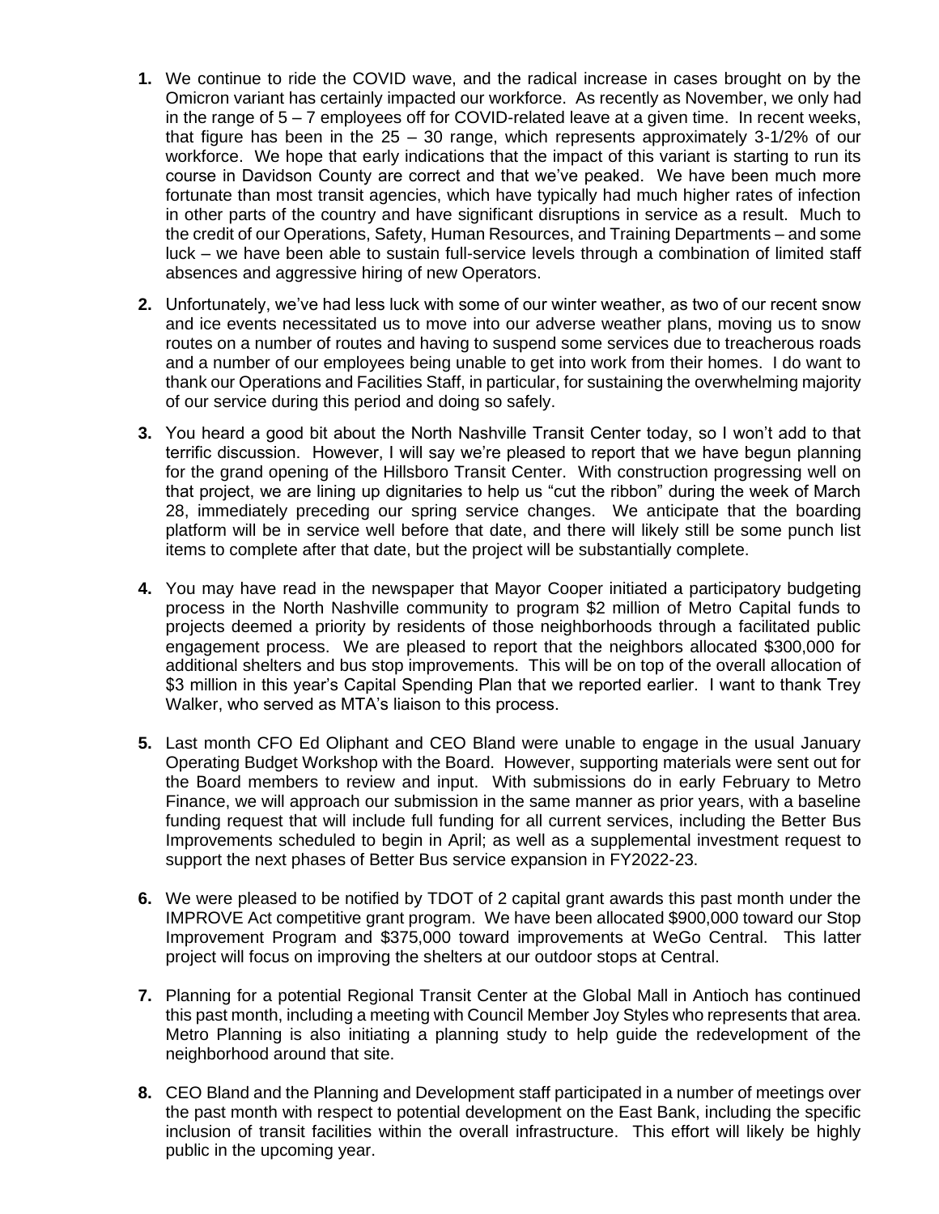1. **We** continue to ride the COVID wave, and the radical increase in cases brought on by the Omicron variant has certainly impacted our workforce. As recently as November, we only had in the range of 5 – 7 employees off for COVID-related leave at a given time. In recent weeks, that figure has been in the 25 – 30 range, which represents approximately 3-1/2% of our workforce. We hope that early indications that the impact of this variant is starting to run its course in Davidson County are correct and that we've peaked. We have been much more fortunate than most transit agencies, which have typically had much higher rates of infection in other parts of the country and have significant disruptions in service as a result. Much to the credit of our Operations, Safety, Human Resources, and Training Departments – and some luck – we have been able to sustain full-service levels through a combination of limited staff absences and aggressive hiring of new Operators.

2. Unfortunately, we've had less luck with some of our winter weather, as two of our recent snow and ice events necessitated us to move into our adverse weather plans, moving us to snow routes on a number of routes and having to suspend some services due to treacherous roads and a number of our employees being unable to get into work from their homes. I do want to thank our Operations and Facilities Staff, in particular, for sustaining the overwhelming majority of our service during this period and doing so safely.

3. You heard a good bit about the North Nashville Transit Center today, so I won't add to that terrific discussion. However, I will say we're pleased to report that we have begun planning for the grand opening of the Hillsboro Transit Center. With construction progressing well on that project, we are lining up dignitaries to help us "cut the ribbon" during the week of March 28, immediately preceding our spring service changes. We anticipate that the boarding platform will be in service well before that date, and there will likely still be some punch list items to complete after that date, but the project will be substantially complete.

4. You may have read in the newspaper that Mayor Cooper initiated a participatory budgeting process in the North Nashville community to program $2 million of Metro Capital funds to projects deemed a priority by residents of those neighborhoods through a facilitated public engagement process. We are pleased to report that the neighbors allocated $300,000 for additional shelters and bus stop improvements. This will be on top of the overall allocation of $3 million in this year's Capital Spending Plan that we reported earlier. I want to thank Trey Walker, who served as MTA's liaison to this process.

5. Last month CFO Ed Oliphant and CEO Bland were unable to engage in the usual January Operating Budget Workshop with the Board. However, supporting materials were sent out for the Board members to review and input. With submissions do in early February to Metro Finance, we will approach our submission in the same manner as prior years, with a baseline funding request that will include full funding for all current services, including the Better Bus Improvements scheduled to begin in April; as well as a supplemental investment request to support the next phases of Better Bus service expansion in FY2022-23.

6. We were pleased to be notified by TDOT of 2 capital grant awards this past month under the IMPROVE Act competitive grant program. We have been allocated $900,000 toward our Stop Improvement Program and $375,000 toward improvements at WeGo Central. This latter project will focus on improving the shelters at our outdoor stops at Central.

7. Planning for a potential Regional Transit Center at the Global Mall in Antioch has continued this past month, including a meeting with Council Member Joy Styles who represents that area. Metro Planning is also initiating a planning study to help guide the redevelopment of the neighborhood around that site.

8. CEO Bland and the Planning and Development staff participated in a number of meetings over the past month with respect to potential development on the East Bank, including the specific inclusion of transit facilities within the overall infrastructure. This effort will likely be highly public in the upcoming year.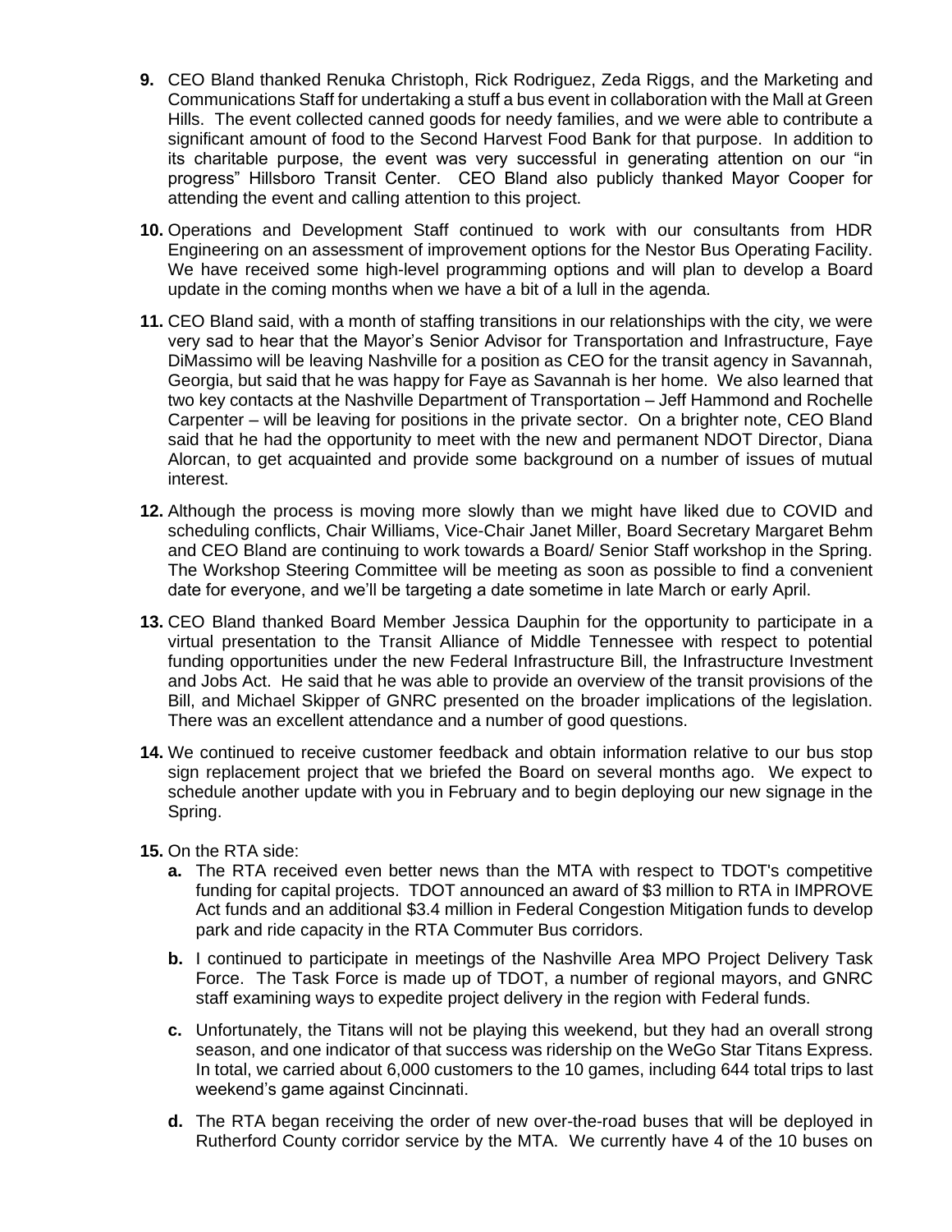**9.** CEO Bland thanked Renuka Christoph, Rick Rodriguez, Zeda Riggs, and the Marketing and Communications Staff for undertaking a stuff a bus event in collaboration with the Mall at Green Hills. The event collected canned goods for needy families, and we were able to contribute a significant amount of food to the Second Harvest Food Bank for that purpose. In addition to its charitable purpose, the event was very successful in generating attention on our "in progress" Hillsboro Transit Center. CEO Bland also publicly thanked Mayor Cooper for attending the event and calling attention to this project.

**10.** Operations and Development Staff continued to work with our consultants from HDR Engineering on an assessment of improvement options for the Nestor Bus Operating Facility. We have received some high-level programming options and will plan to develop a Board update in the coming months when we have a bit of a lull in the agenda.

**11.** CEO Bland said, with a month of staffing transitions in our relationships with the city, we were very sad to hear that the Mayor's Senior Advisor for Transportation and Infrastructure, Faye DiMassimo will be leaving Nashville for a position as CEO for the transit agency in Savannah, Georgia, but said that he was happy for Faye as Savannah is her home. We also learned that two key contacts at the Nashville Department of Transportation – Jeff Hammond and Rochelle Carpenter – will be leaving for positions in the private sector. On a brighter note, CEO Bland said that he had the opportunity to meet with the new and permanent NDOT Director, Diana Alorcan, to get acquainted and provide some background on a number of issues of mutual interest.

**12.** Although the process is moving more slowly than we might have liked due to COVID and scheduling conflicts, Chair Williams, Vice-Chair Janet Miller, Board Secretary Margaret Behm and CEO Bland are continuing to work towards a Board/ Senior Staff workshop in the Spring. The Workshop Steering Committee will be meeting as soon as possible to find a convenient date for everyone, and we'll be targeting a date sometime in late March or early April.

**13.** CEO Bland thanked Board Member Jessica Dauphin for the opportunity to participate in a virtual presentation to the Transit Alliance of Middle Tennessee with respect to potential funding opportunities under the new Federal Infrastructure Bill, the Infrastructure Investment and Jobs Act. He said that he was able to provide an overview of the transit provisions of the Bill, and Michael Skipper of GNRC presented on the broader implications of the legislation. There was an excellent attendance and a number of good questions.

**14.** We continued to receive customer feedback and obtain information relative to our bus stop sign replacement project that we briefed the Board on several months ago. We expect to schedule another update with you in February and to begin deploying our new signage in the Spring.

**15.** On the RTA side:

- **a.** The RTA received even better news than the MTA with respect to TDOT's competitive funding for capital projects. TDOT announced an award of $3 million to RTA in IMPROVE Act funds and an additional $3.4 million in Federal Congestion Mitigation funds to develop park and ride capacity in the RTA Commuter Bus corridors.
- **b.** I continued to participate in meetings of the Nashville Area MPO Project Delivery Task Force. The Task Force is made up of TDOT, a number of regional mayors, and GNRC staff examining ways to expedite project delivery in the region with Federal funds.
- **c.** Unfortunately, the Titans will not be playing this weekend, but they had an overall strong season, and one indicator of that success was ridership on the WeGo Star Titans Express. In total, we carried about 6,000 customers to the 10 games, including 644 total trips to last weekend's game against Cincinnati.
- **d.** The RTA began receiving the order of new over-the-road buses that will be deployed in Rutherford County corridor service by the MTA. We currently have 4 of the 10 buses on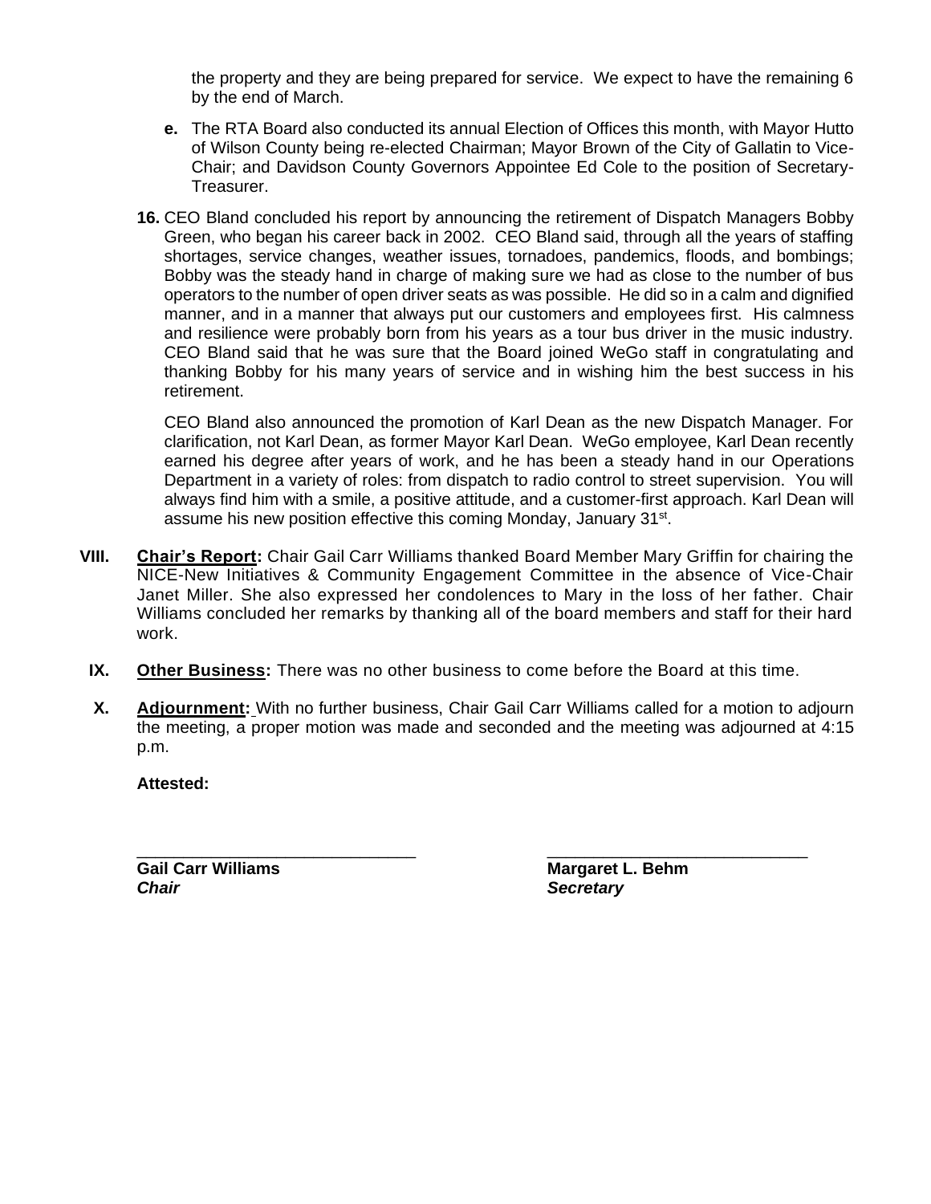the property and they are being prepared for service. We expect to have the remaining 6 by the end of March.

**e.** The RTA Board also conducted its annual Election of Offices this month, with Mayor Hutto of Wilson County being re-elected Chairman; Mayor Brown of the City of Gallatin to Vice-Chair; and Davidson County Governors Appointee Ed Cole to the position of Secretary-Treasurer.

**16.** CEO Bland concluded his report by announcing the retirement of Dispatch Managers Bobby Green, who began his career back in 2002. CEO Bland said, through all the years of staffing shortages, service changes, weather issues, tornadoes, pandemics, floods, and bombings; Bobby was the steady hand in charge of making sure we had as close to the number of bus operators to the number of open driver seats as was possible. He did so in a calm and dignified manner, and in a manner that always put our customers and employees first. His calmness and resilience were probably born from his years as a tour bus driver in the music industry. CEO Bland said that he was sure that the Board joined WeGo staff in congratulating and thanking Bobby for his many years of service and in wishing him the best success in his retirement.

CEO Bland also announced the promotion of Karl Dean as the new Dispatch Manager. For clarification, not Karl Dean, as former Mayor Karl Dean. WeGo employee, Karl Dean recently earned his degree after years of work, and he has been a steady hand in our Operations Department in a variety of roles: from dispatch to radio control to street supervision. You will always find him with a smile, a positive attitude, and a customer-first approach. Karl Dean will assume his new position effective this coming Monday, January 31st.

**VIII. Chair's Report:** Chair Gail Carr Williams thanked Board Member Mary Griffin for chairing the NICE-New Initiatives & Community Engagement Committee in the absence of Vice-Chair Janet Miller. She also expressed her condolences to Mary in the loss of her father. Chair Williams concluded her remarks by thanking all of the board members and staff for their hard work.

**IX. Other Business:** There was no other business to come before the Board at this time.

**X. Adjournment:** With no further business, Chair Gail Carr Williams called for a motion to adjourn the meeting, a proper motion was made and seconded and the meeting was adjourned at 4:15 p.m.

**Attested:**

| | |
|---|---|
| \_\_\_\_\_\_\_\_\_\_\_\_\_\_\_\_\_\_\_\_\_\_\_\_\_\_\_\_\_\_ | \_\_\_\_\_\_\_\_\_\_\_\_\_\_\_\_\_\_\_\_\_\_\_\_\_\_\_\_\_\_ |
| **Gail Carr Williams** | **Margaret L. Behm** |
| ***Chair*** | ***Secretary*** |